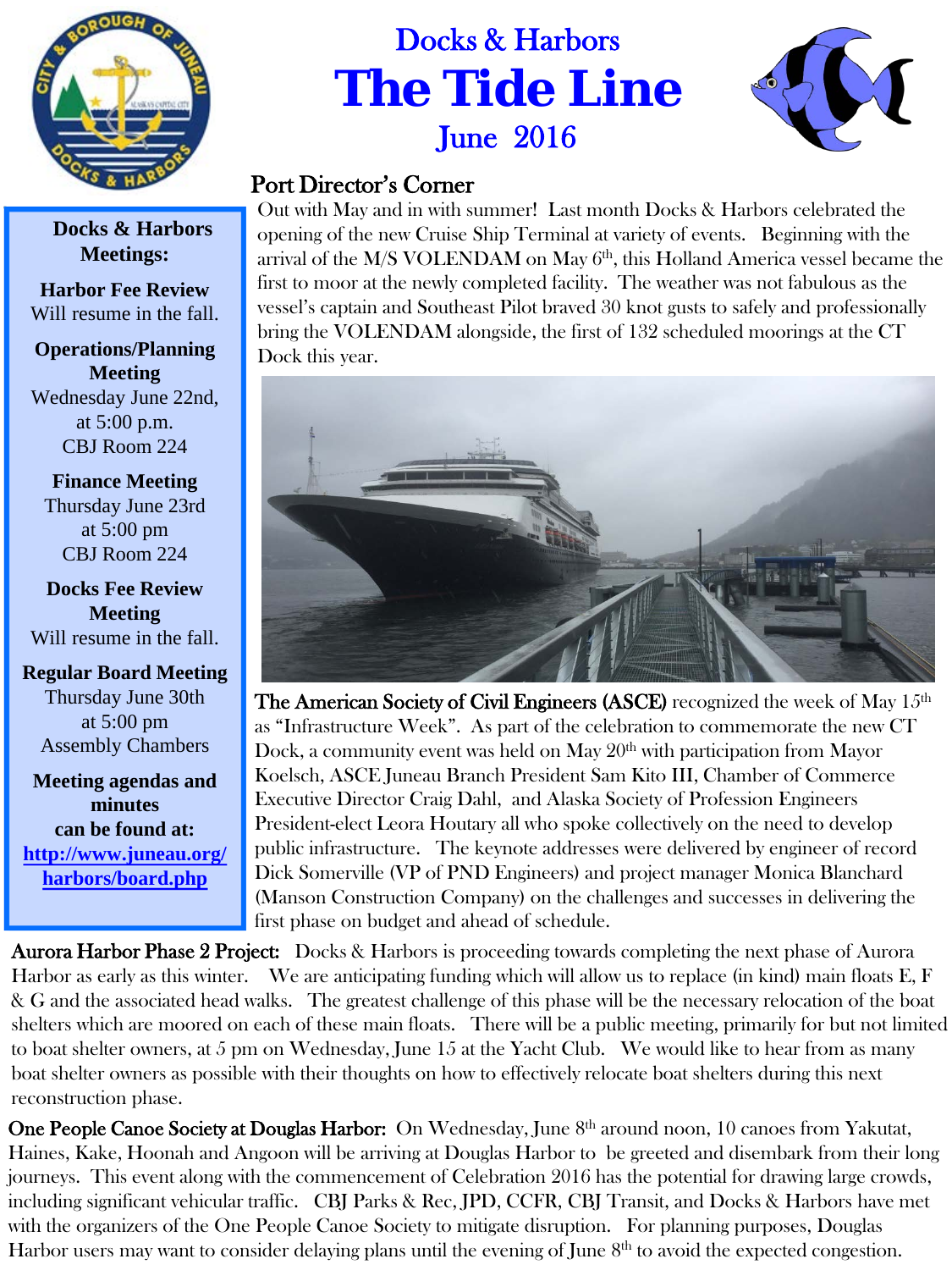# Docs & Harbors
# The Tide Line
## June 2016

**Docks & Harbors Meetings:**

**Harbor Fee Review**
Will resume in the fall.

**Operations/Planning Meeting**
Wednesday June 22nd, at 5:00 p.m.
CBJ Room 224

**Finance Meeting**
Thursday June 23rd at 5:00 pm
CBJ Room 224

**Docks Fee Review Meeting**
Will resume in the fall.

**Regular Board Meeting**
Thursday June 30th at 5:00 pm
Assembly Chambers

**Meeting agendas and minutes can be found at:**
http://www.juneau.org/harbors/board.php

## Port Director's Corner

Out with May and in with summer! Last month Docks & Harbors celebrated the opening of the new Cruise Ship Terminal at variety of events. Beginning with the arrival of the M/S VOLENDAM on May 6th, this Holland America vessel became the first to moor at the newly completed facility. The weather was not fabulous as the vessel's captain and Southeast Pilot braved 30 knot gusts to safely and professionally bring the VOLENDAM alongside, the first of 132 scheduled moorings at the CT Dock this year.

**The American Society of Civil Engineers (ASCE)** recognized the week of May 15th as "Infrastructure Week". As part of the celebration to commemorate the new CT Dock, a community event was held on May 20th with participation from Mayor Koelsch, ASCE Juneau Branch President Sam Kito III, Chamber of Commerce Executive Director Craig Dahl, and Alaska Society of Profession Engineers President-elect Leora Houtary all who spoke collectively on the need to develop public infrastructure. The keynote addresses were delivered by engineer of record Dick Somerville (VP of PND Engineers) and project manager Monica Blanchard (Manson Construction Company) on the challenges and successes in delivering the first phase on budget and ahead of schedule.

**Aurora Harbor Phase 2 Project:** Docks & Harbors is proceeding towards completing the next phase of Aurora Harbor as early as this winter. We are anticipating funding which will allow us to replace (in kind) main floats E, F & G and the associated head walks. The greatest challenge of this phase will be the necessary relocation of the boat shelters which are moored on each of these main floats. There will be a public meeting, primarily for but not limited to boat shelter owners, at 5 pm on Wednesday, June 15 at the Yacht Club. We would like to hear from as many boat shelter owners as possible with their thoughts on how to effectively relocate boat shelters during this next reconstruction phase.

**One People Canoe Society at Douglas Harbor:** On Wednesday, June 8th around noon, 10 canoes from Yakutat, Haines, Kake, Hoonah and Angoon will be arriving at Douglas Harbor to be greeted and disembark from their long journeys. This event along with the commencement of Celebration 2016 has the potential for drawing large crowds, including significant vehicular traffic. CBJ Parks & Rec, JPD, CCFR, CBJ Transit, and Docks & Harbors have met with the organizers of the One People Canoe Society to mitigate disruption. For planning purposes, Douglas Harbor users may want to consider delaying plans until the evening of June 8th to avoid the expected congestion.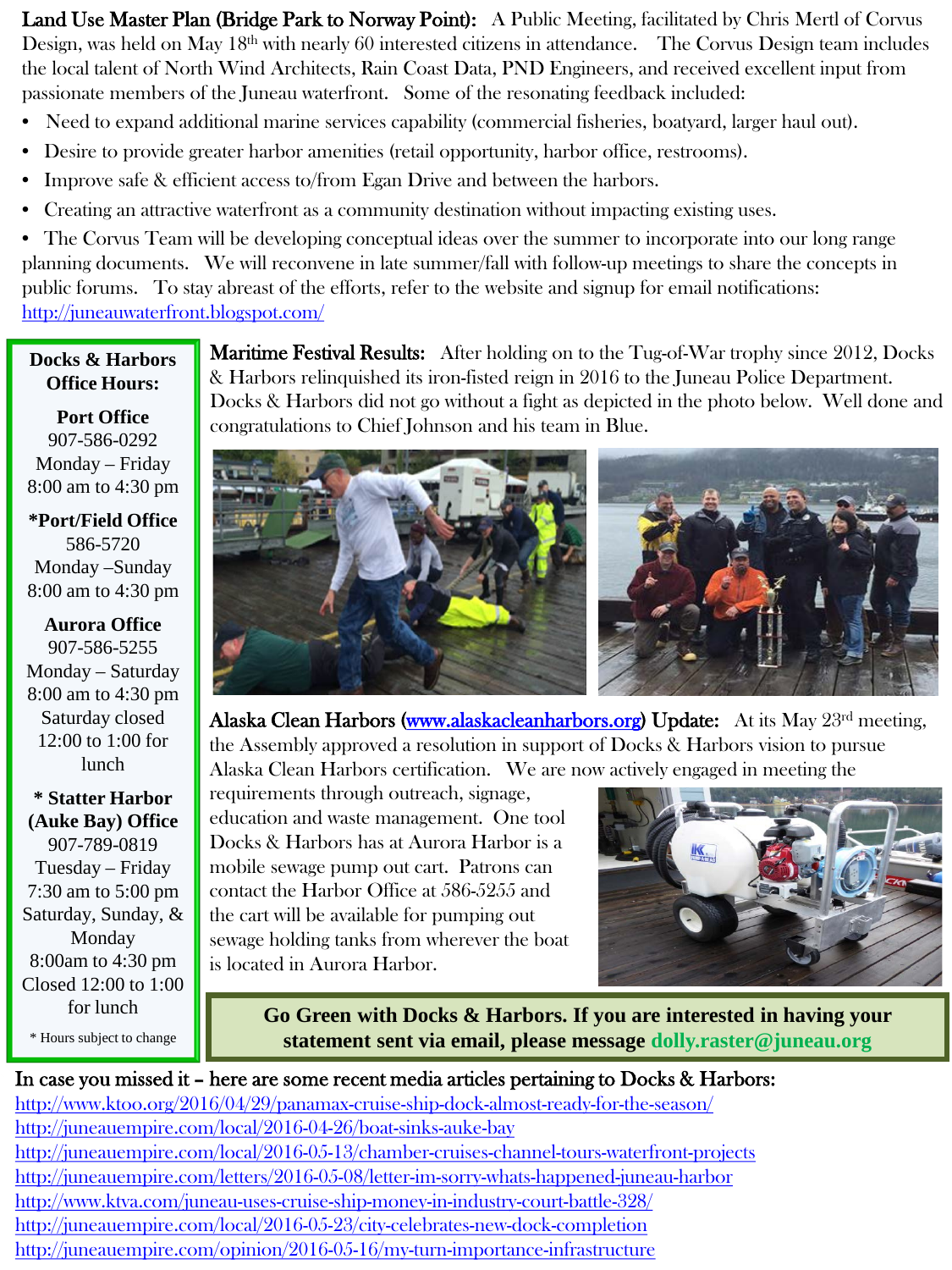**Land Use Master Plan (Bridge Park to Norway Point):** A Public Meeting, facilitated by Chris Mertl of Corvus Design, was held on May 18th with nearly 60 interested citizens in attendance. The Corvus Design team includes the local talent of North Wind Architects, Rain Coast Data, PND Engineers, and received excellent input from passionate members of the Juneau waterfront. Some of the resonating feedback included:

- Need to expand additional marine services capability (commercial fisheries, boatyard, larger haul out).
- Desire to provide greater harbor amenities (retail opportunity, harbor office, restrooms).
- Improve safe & efficient access to/from Egan Drive and between the harbors.
- Creating an attractive waterfront as a community destination without impacting existing uses.
- The Corvus Team will be developing conceptual ideas over the summer to incorporate into our long range planning documents. We will reconvene in late summer/fall with follow-up meetings to share the concepts in public forums. To stay abreast of the efforts, refer to the website and signup for email notifications: http://juneauwaterfront.blogspot.com/

**Docks & Harbors Office Hours:**

**Port Office**
907-586-0292
Monday – Friday
8:00 am to 4:30 pm

**\*Port/Field Office**
586-5720
Monday –Sunday
8:00 am to 4:30 pm

**Aurora Office**
907-586-5255
Monday – Saturday
8:00 am to 4:30 pm
Saturday closed 12:00 to 1:00 for lunch

**\* Statter Harbor (Auke Bay) Office**
907-789-0819
Tuesday – Friday
7:30 am to 5:00 pm
Saturday, Sunday, & Monday
8:00am to 4:30 pm
Closed 12:00 to 1:00 for lunch

\* Hours subject to change

**Maritime Festival Results:** After holding on to the Tug-of-War trophy since 2012, Docks & Harbors relinquished its iron-fisted reign in 2016 to the Juneau Police Department. Docks & Harbors did not go without a fight as depicted in the photo below. Well done and congratulations to Chief Johnson and his team in Blue.

**Alaska Clean Harbors (www.alaskacleanharbors.org) Update:** At its May 23rd meeting, the Assembly approved a resolution in support of Docks & Harbors vision to pursue Alaska Clean Harbors certification. We are now actively engaged in meeting the requirements through outreach, signage, education and waste management. One tool Docks & Harbors has at Aurora Harbor is a mobile sewage pump out cart. Patrons can contact the Harbor Office at 586-5255 and the cart will be available for pumping out sewage holding tanks from wherever the boat is located in Aurora Harbor.

**Go Green with Docks & Harbors. If you are interested in having your statement sent via email, please message dolly.raster@juneau.org**

In case you missed it – here are some recent media articles pertaining to Docks & Harbors:

http://www.ktoo.org/2016/04/29/panamax-cruise-ship-dock-almost-ready-for-the-season/
http://juneauempire.com/local/2016-04-26/boat-sinks-auke-bay
http://juneauempire.com/local/2016-05-13/chamber-cruises-channel-tours-waterfront-projects
http://juneauempire.com/letters/2016-05-08/letter-im-sorry-whats-happened-juneau-harbor
http://www.ktva.com/juneau-uses-cruise-ship-money-in-industry-court-battle-328/
http://juneauempire.com/local/2016-05-23/city-celebrates-new-dock-completion
http://juneauempire.com/opinion/2016-05-16/my-turn-importance-infrastructure